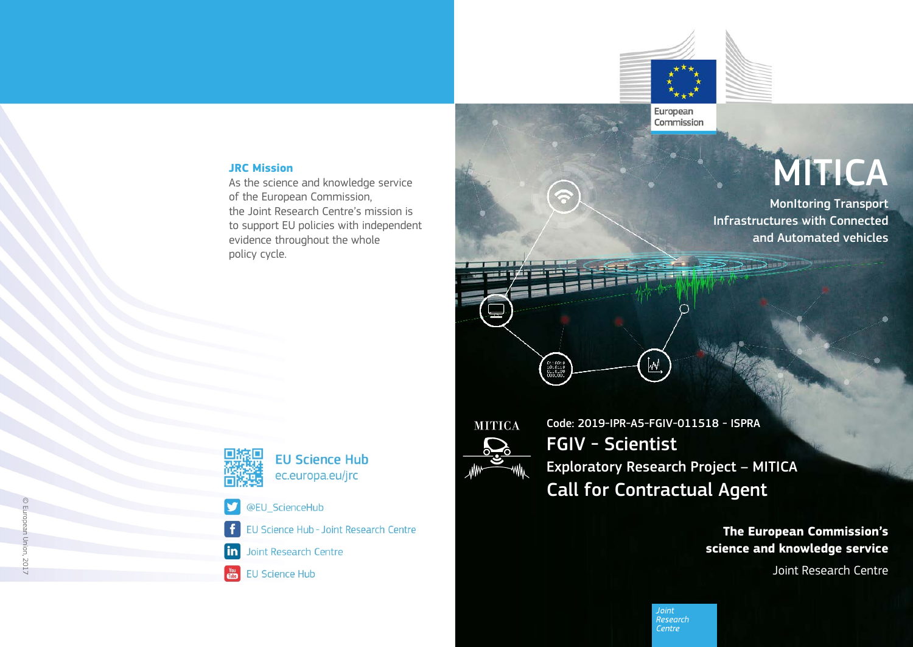## JRC Mission

As the science and knowledge service of the European Commission, the Joint Research Centre's mission is to support EU policies with independent evidence throughout the whole policy cycle.

**EU Science Hub**
ec.europa.eu/jrc

@EU_ScienceHub

EU Science Hub - Joint Research Centre

Joint Research Centre

EU Science Hub

© European Union, 2017

European Commission

# MITICA

**MonItoring Transport Infrastructures with Connected and Automated vehicles**

Code: 2019-IPR-A5-FGIV-011518 - ISPRA

## FGIV - Scientist

Exploratory Research Project – MITICA

## Call for Contractual Agent

**The European Commission's science and knowledge service**

Joint Research Centre

*Joint Research Centre*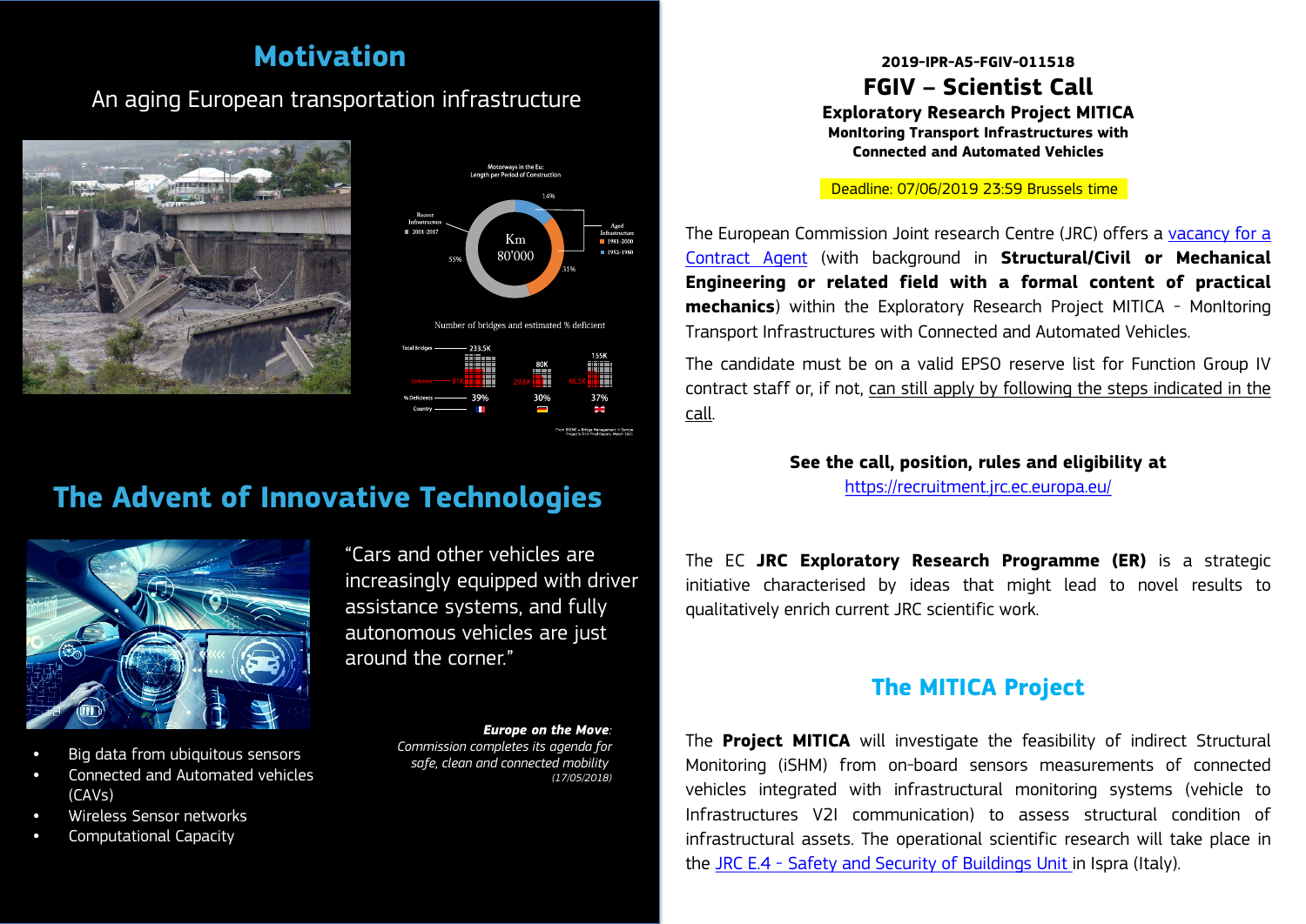# Motivation

An aging European transportation infrastructure

Motorways in the EU: Length per Period of Construction

Recent Infrastructure
2001-2017

Km
80'000

Aged Infrastructure
1981-2000
1952-1980

14%
55%
31%

Number of bridges and estimated % deficient

Total Bridges — 233.5K — 80K — 155K
Deficient — 91K — 29.6K — 46.5K
% Deficients — 39% — 30% — 37%
Country

# The Advent of Innovative Technologies

"Cars and other vehicles are increasingly equipped with driver assistance systems, and fully autonomous vehicles are just around the corner."

***Europe on the Move**: Commission completes its agenda for safe, clean and connected mobility (17/05/2018)*

- Big data from ubiquitous sensors
- Connected and Automated vehicles (CAVs)
- Wireless Sensor networks
- Computational Capacity

**2019-IPR-A5-FGIV-011518**

## FGIV – Scientist Call

**Exploratory Research Project MITICA**

**MonItoring Transport Infrastructures with Connected and Automated Vehicles**

Deadline: 07/06/2019 23:59 Brussels time

The European Commission Joint research Centre (JRC) offers a vacancy for a Contract Agent (with background in **Structural/Civil or Mechanical Engineering or related field with a formal content of practical mechanics**) within the Exploratory Research Project MITICA - MonItoring Transport Infrastructures with Connected and Automated Vehicles.

The candidate must be on a valid EPSO reserve list for Function Group IV contract staff or, if not, can still apply by following the steps indicated in the call.

**See the call, position, rules and eligibility at**
https://recruitment.jrc.ec.europa.eu/

The EC **JRC Exploratory Research Programme (ER)** is a strategic initiative characterised by ideas that might lead to novel results to qualitatively enrich current JRC scientific work.

# The MITICA Project

The **Project MITICA** will investigate the feasibility of indirect Structural Monitoring (iSHM) from on-board sensors measurements of connected vehicles integrated with infrastructural monitoring systems (vehicle to Infrastructures V2I communication) to assess structural condition of infrastructural assets. The operational scientific research will take place in the JRC E.4 - Safety and Security of Buildings Unit in Ispra (Italy).